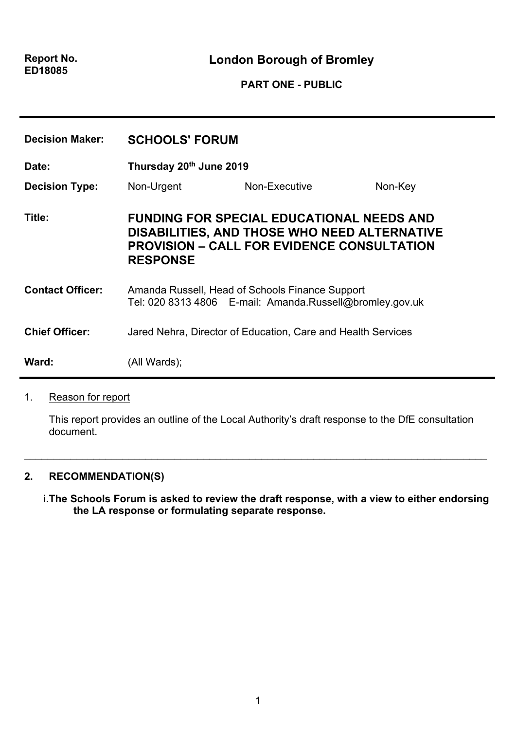**Report No.**
**ED18085**

## London Borough of Bromley

**PART ONE - PUBLIC**

---

| | | | |
|---|---|---|---|
| **Decision Maker:** | **SCHOOLS' FORUM** | | |
| **Date:** | **Thursday 20th June 2019** | | |
| **Decision Type:** | Non-Urgent | Non-Executive | Non-Key |
| **Title:** | **FUNDING FOR SPECIAL EDUCATIONAL NEEDS AND DISABILITIES, AND THOSE WHO NEED ALTERNATIVE PROVISION – CALL FOR EVIDENCE CONSULTATION RESPONSE** | | |
| **Contact Officer:** | Amanda Russell, Head of Schools Finance Support<br>Tel: 020 8313 4806 E-mail: Amanda.Russell@bromley.gov.uk | | |
| **Chief Officer:** | Jared Nehra, Director of Education, Care and Health Services | | |
| **Ward:** | (All Wards); | | |

---

1. Reason for report

   This report provides an outline of the Local Authority's draft response to the DfE consultation document.

---

**2. RECOMMENDATION(S)**

**i. The Schools Forum is asked to review the draft response, with a view to either endorsing the LA response or formulating separate response.**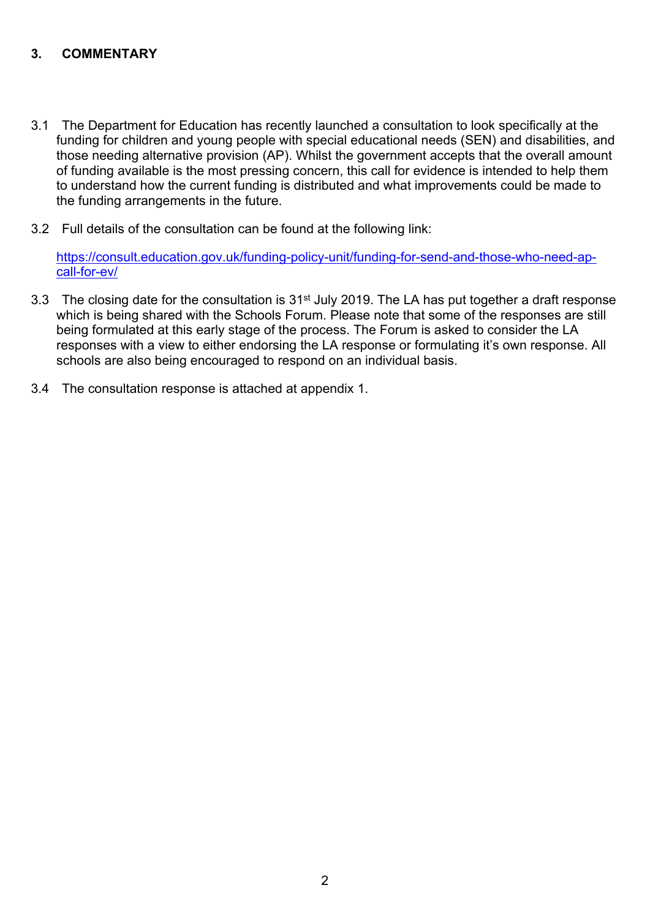## 3. COMMENTARY

3.1 The Department for Education has recently launched a consultation to look specifically at the funding for children and young people with special educational needs (SEN) and disabilities, and those needing alternative provision (AP). Whilst the government accepts that the overall amount of funding available is the most pressing concern, this call for evidence is intended to help them to understand how the current funding is distributed and what improvements could be made to the funding arrangements in the future.

3.2 Full details of the consultation can be found at the following link:

[https://consult.education.gov.uk/funding-policy-unit/funding-for-send-and-those-who-need-ap-call-for-ev/](https://consult.education.gov.uk/funding-policy-unit/funding-for-send-and-those-who-need-ap-call-for-ev/)

3.3 The closing date for the consultation is 31st July 2019. The LA has put together a draft response which is being shared with the Schools Forum. Please note that some of the responses are still being formulated at this early stage of the process. The Forum is asked to consider the LA responses with a view to either endorsing the LA response or formulating it's own response. All schools are also being encouraged to respond on an individual basis.

3.4 The consultation response is attached at appendix 1.